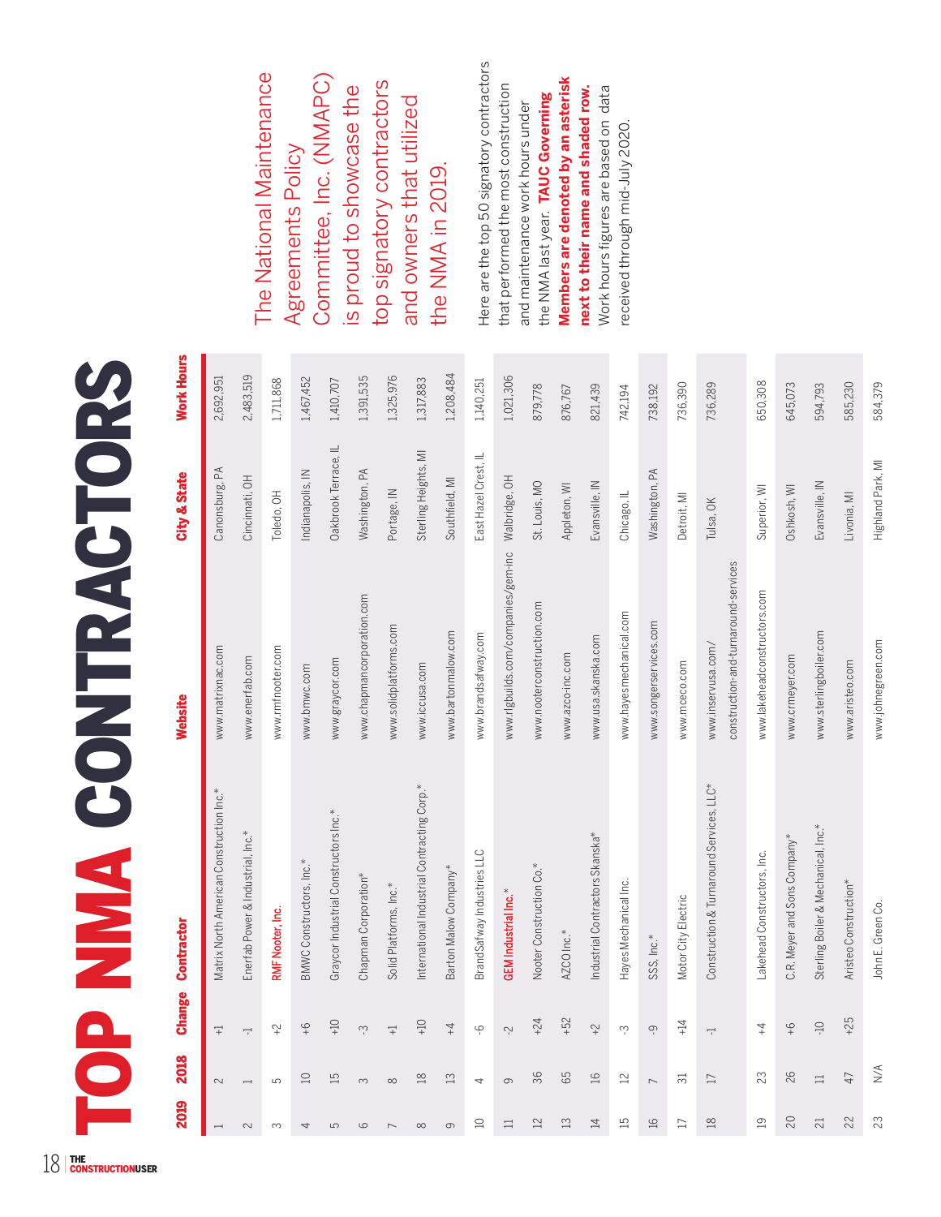# TOP NMA CONTRACTORS

The National Maintenance Agreements Policy Committee, Inc. (NMAPC) is proud to showcase the top signatory contractors and owners that utilized the NMA in 2019.

Here are the top 50 signatory contractors that performed the most construction and maintenance work hours under the NMA last year. **TAUC Governing Members are denoted by an asterisk next to their name and shaded row.** Work hours figures are based on data received through mid-July 2020.

| 2019 | 2018 | Change | Contractor | Website | City & State | Work Hours |
|---|---|---|---|---|---|---|
| 1 | 2 | +1 | Matrix North American Construction Inc.* | www.matrixnac.com | Canonsburg, PA | 2,692,951 |
| 2 | 1 | -1 | Enerfab Power & Industrial, Inc.* | www.enerfab.com | Cincinnati, OH | 2,483,519 |
| 3 | 5 | +2 | RMF Nooter, Inc. | www.rmfnooter.com | Toledo, OH | 1,711,868 |
| 4 | 10 | +6 | BMWC Constructors, Inc.* | www.bmwc.com | Indianapolis, IN | 1,467,452 |
| 5 | 15 | +10 | Graycor Industrial Constructors Inc.* | www.graycor.com | Oakbrook Terrace, IL | 1,410,707 |
| 6 | 3 | -3 | Chapman Corporation* | www.chapmancorporation.com | Washington, PA | 1,391,535 |
| 7 | 8 | +1 | Solid Platforms, Inc.* | www.solidplatforms.com | Portage, IN | 1,325,976 |
| 8 | 18 | +10 | International Industrial Contracting Corp.* | www.iiccusa.com | Sterling Heights, MI | 1,317,883 |
| 9 | 13 | +4 | Barton Malow Company* | www.bartonmalow.com | Southfield, MI | 1,208,484 |
| 10 | 4 | -6 | BrandSafway Industries LLC | www.brandsafway.com | East Hazel Crest, IL | 1,140,251 |
| 11 | 9 | -2 | GEM Industrial Inc.* | www.rlgbuilds.com/companies/gem-inc | Walbridge, OH | 1,021,306 |
| 12 | 36 | +24 | Nooter Construction Co.* | www.nooterconstruction.com | St. Louis, MO | 879,778 |
| 13 | 65 | +52 | AZCO Inc.* | www.azco-inc.com | Appleton, WI | 876,767 |
| 14 | 16 | +2 | Industrial Contractors Skanska* | www.usa.skanska.com | Evansville, IN | 821,439 |
| 15 | 12 | -3 | Hayes Mechanical Inc. | www.hayesmechanical.com | Chicago, IL | 742,194 |
| 16 | 7 | -9 | SSS, Inc.* | www.songerservices.com | Washington, PA | 738,192 |
| 17 | 31 | +14 | Motor City Electric | www.mceco.com | Detroit, MI | 736,390 |
| 18 | 17 | -1 | Construction & Turnaround Services, LLC* | www.inservusa.com/construction-and-turnaround-services | Tulsa, OK | 736,289 |
| 19 | 23 | +4 | Lakehead Constructors, Inc. | www.lakeheadconstructors.com | Superior, WI | 650,308 |
| 20 | 26 | +6 | C.R. Meyer and Sons Company* | www.crmeyer.com | Oshkosh, WI | 645,073 |
| 21 | 11 | -10 | Sterling Boiler & Mechanical, Inc.* | www.sterlingboiler.com | Evansville, IN | 594,793 |
| 22 | 47 | +25 | Aristeo Construction* | www.aristeo.com | Livonia, MI | 585,230 |
| 23 | N/A | | John E. Green Co. | www.johnegreen.com | Highland Park, MI | 584,379 |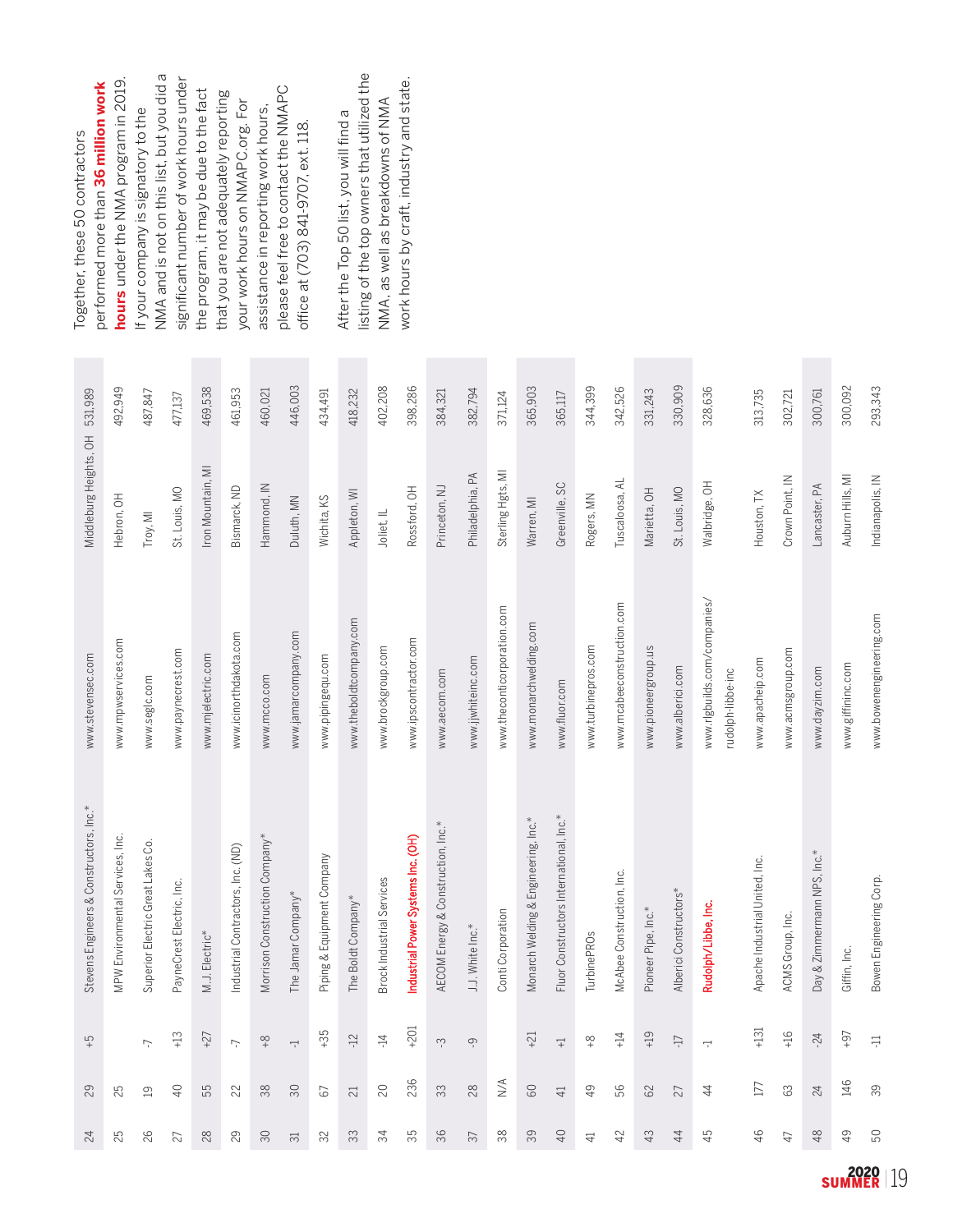| | | | | | | |
|---|---|---|---|---|---|---|
| 24 | 29 | +5 | Stevens Engineers & Constructors, Inc.* | www.stevensec.com | Middleburg Heights, OH | 531,989 |
| 25 | 25 | | MPW Environmental Services, Inc. | www.mpwservices.com | Hebron, OH | 492,949 |
| 26 | 19 | -7 | Superior Electric Great Lakes Co. | www.seglc.com | Troy, MI | 487,847 |
| 27 | 40 | +13 | PayneCrest Electric, Inc. | www.paynecrest.com | St. Louis, MO | 477,137 |
| 28 | 55 | +27 | M.J. Electric* | www.mjelectric.com | Iron Mountain, MI | 469,538 |
| 29 | 22 | -7 | Industrial Contractors, Inc. (ND) | www.icinorthdakota.com | Bismarck, ND | 461,953 |
| 30 | 38 | +8 | Morrison Construction Company* | www.mcco.com | Hammond, IN | 460,021 |
| 31 | 30 | -1 | The Jamar Company* | www.jamarcompany.com | Duluth, MN | 446,003 |
| 32 | 67 | +35 | Piping & Equipment Company | www.pipingequ.com | Wichita, KS | 434,491 |
| 33 | 21 | -12 | The Boldt Company* | www.theboldtcompany.com | Appleton, WI | 418,232 |
| 34 | 20 | -14 | Brock Industrial Services | www.brockgroup.com | Joliet, IL | 402,208 |
| 35 | 236 | +201 | **Industrial Power Systems Inc. (OH)** | www.ipscontractor.com | Rossford, OH | 398,286 |
| 36 | 33 | -3 | AECOM Energy & Construction, Inc.* | www.aecom.com | Princeton, NJ | 384,321 |
| 37 | 28 | -9 | J.J. White Inc.* | www.jjwhiteinc.com | Philadelphia, PA | 382,794 |
| 38 | N/A | | Conti Corporation | www.theconticorporation.com | Sterling Hgts, MI | 371,124 |
| 39 | 60 | +21 | Monarch Welding & Engineering, Inc.* | www.monarchwelding.com | Warren, MI | 365,903 |
| 40 | 41 | +1 | Fluor Constructors International, Inc.* | www.fluor.com | Greenville, SC | 365,117 |
| 41 | 49 | +8 | TurbinePROs | www.turbinepros.com | Rogers, MN | 344,399 |
| 42 | 56 | +14 | McAbee Construction, Inc. | www.mcabeeconstruction.com | Tuscaloosa, AL | 342,526 |
| 43 | 62 | +19 | Pioneer Pipe, Inc.* | www.pioneergroup.us | Marietta, OH | 331,243 |
| 44 | 27 | -17 | Alberici Constructors* | www.alberici.com | St. Louis, MO | 330,909 |
| 45 | 44 | -1 | **Rudolph/Libbe, Inc.** | www.rlgbuilds.com/companies/rudolph-libbe-inc | Walbridge, OH | 328,636 |
| 46 | 177 | +131 | Apache Industrial United, Inc. | www.apacheip.com | Houston, TX | 313,735 |
| 47 | 63 | +16 | ACMS Group, Inc. | www.acmsgroup.com | Crown Point, IN | 302,721 |
| 48 | 24 | -24 | Day & Zimmermann NPS, Inc.* | www.dayzim.com | Lancaster, PA | 300,761 |
| 49 | 146 | +97 | Giffin, Inc. | www.giffininc.com | Auburn Hills, MI | 300,092 |
| 50 | 39 | -11 | Bowen Engineering Corp. | www.bowenengineering.com | Indianapolis, IN | 293,343 |

Together, these 50 contractors performed more than **36 million work hours** under the NMA program in 2019. If your company is signatory to the NMA and is not on this list, but you did a significant number of work hours under the program, it may be due to the fact that you are not adequately reporting your work hours on NMAPC.org. For assistance in reporting work hours, please feel free to contact the NMAPC office at (703) 841-9707, ext. 118.

After the Top 50 list, you will find a listing of the top owners that utilized the NMA, as well as breakdowns of NMA work hours by craft, industry and state.